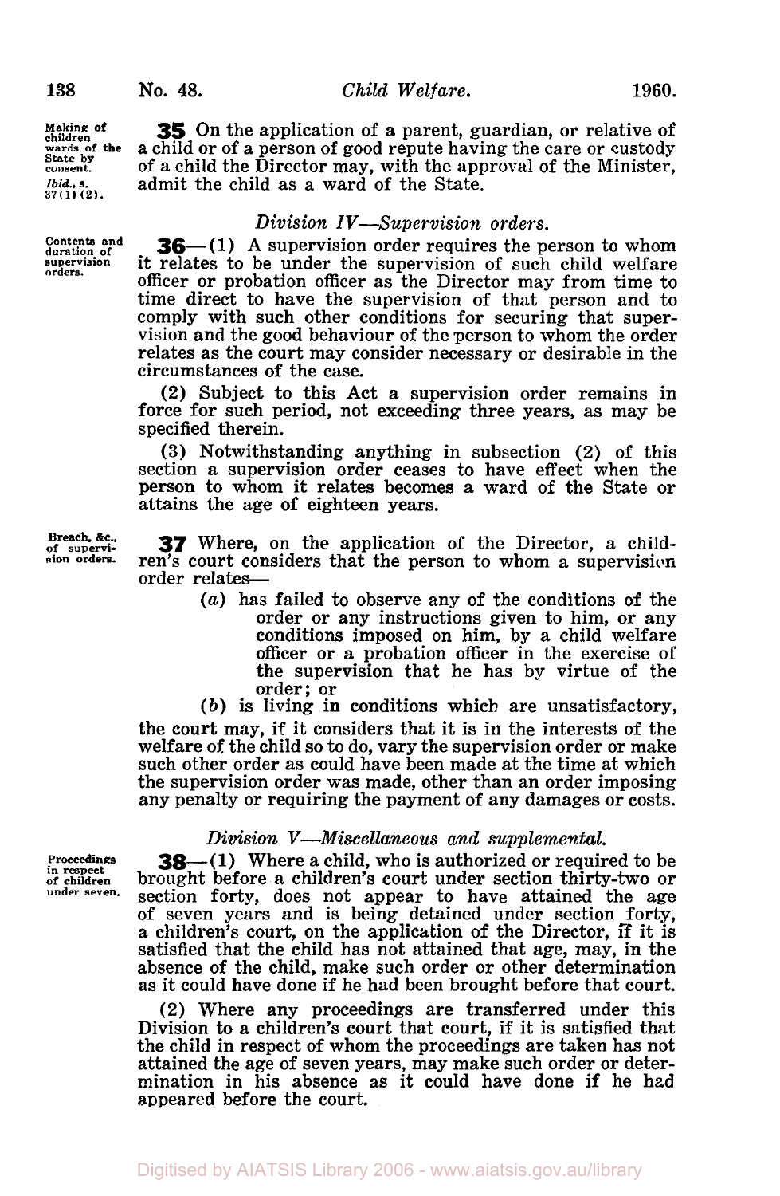*Making of children wards of the State by consent. Ibid., s. 37(1)(2).*

**35** On the application of a parent, guardian, or relative of a child or of a person of good repute having the care or custody of a child the Director may, with the approval of the Minister, admit the child as a ward of the State.

### *Division IV—Supervision orders.*

*Contents and duration of supervision orders.*

**36**—(1) A supervision order requires the person to whom it relates to be under the supervision of such child welfare officer or probation officer as the Director may from time to time direct to have the supervision of that person and to comply with such other conditions for securing that supervision and the good behaviour of the person to whom the order relates as the court may consider necessary or desirable in the circumstances of the case.

(2) Subject to this Act a supervision order remains in force for such period, not exceeding three years, as may be specified therein.

(3) Notwithstanding anything in subsection (2) of this section a supervision order ceases to have effect when the person to whom it relates becomes a ward of the State or attains the age of eighteen years.

*Breach, &c., of supervision orders.*

**37** Where, on the application of the Director, a children's court considers that the person to whom a supervision order relates—

- (*a*) has failed to observe any of the conditions of the order or any instructions given to him, or any conditions imposed on him, by a child welfare officer or a probation officer in the exercise of the supervision that he has by virtue of the order; or
- (*b*) is living in conditions which are unsatisfactory,

the court may, if it considers that it is in the interests of the welfare of the child so to do, vary the supervision order or make such other order as could have been made at the time at which the supervision order was made, other than an order imposing any penalty or requiring the payment of any damages or costs.

### *Division V—Miscellaneous and supplemental.*

*Proceedings in respect of children under seven.*

**38**—(1) Where a child, who is authorized or required to be brought before a children's court under section thirty-two or section forty, does not appear to have attained the age of seven years and is being detained under section forty, a children's court, on the application of the Director, if it is satisfied that the child has not attained that age, may, in the absence of the child, make such order or other determination as it could have done if he had been brought before that court.

(2) Where any proceedings are transferred under this Division to a children's court that court, if it is satisfied that the child in respect of whom the proceedings are taken has not attained the age of seven years, may make such order or determination in his absence as it could have done if he had appeared before the court.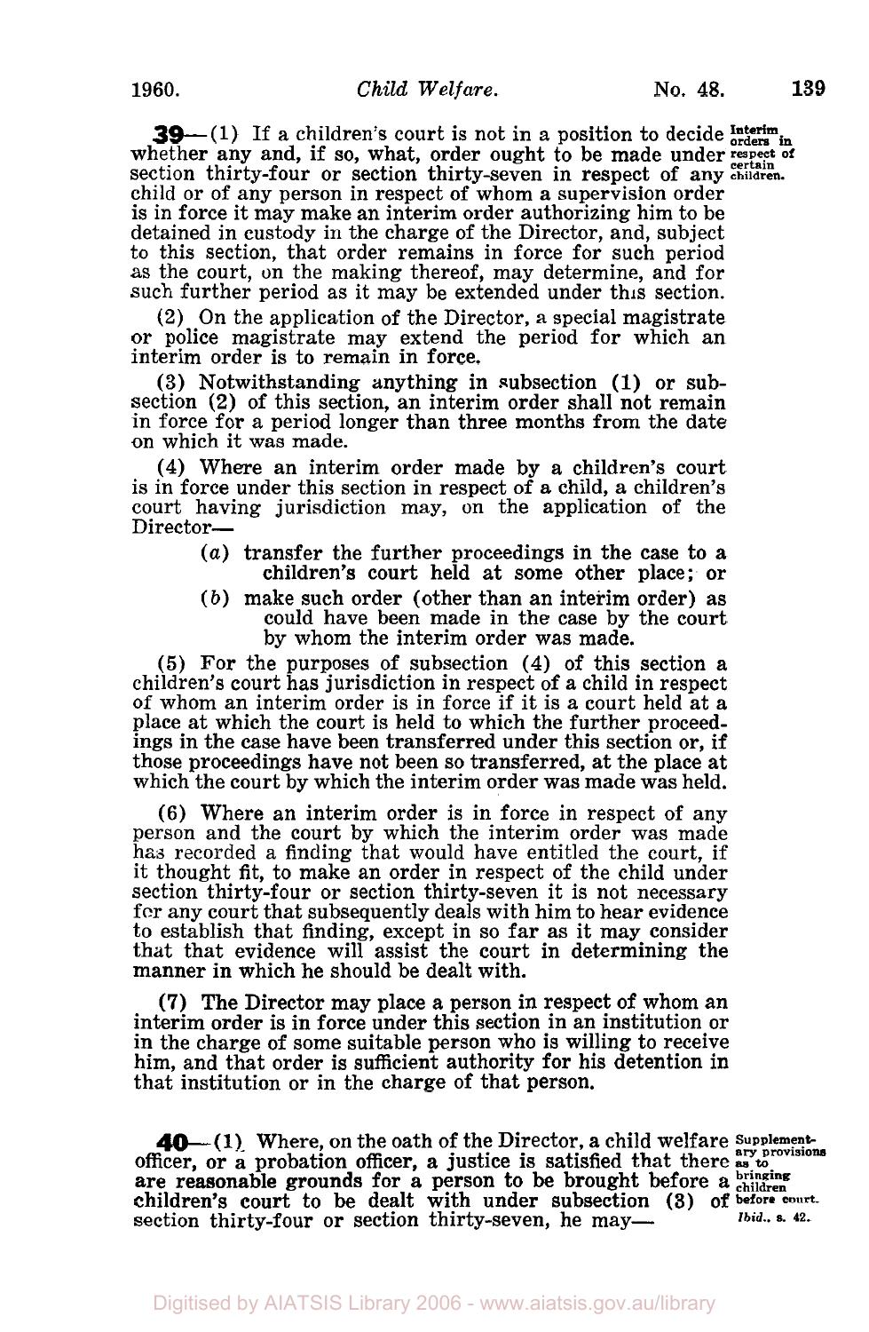**39**—(1) If a children's court is not in a position to decide whether any and, if so, what, order ought to be made under section thirty-four or section thirty-seven in respect of any child or of any person in respect of whom a supervision order is in force it may make an interim order authorizing him to be detained in custody in the charge of the Director, and, subject to this section, that order remains in force for such period as the court, on the making thereof, may determine, and for such further period as it may be extended under this section.

Interim orders in respect of certain children.

(2) On the application of the Director, a special magistrate or police magistrate may extend the period for which an interim order is to remain in force.

(3) Notwithstanding anything in subsection (1) or subsection (2) of this section, an interim order shall not remain in force for a period longer than three months from the date on which it was made.

(4) Where an interim order made by a children's court is in force under this section in respect of a child, a children's court having jurisdiction may, on the application of the Director—

- (*a*) transfer the further proceedings in the case to a children's court held at some other place; or
- (*b*) make such order (other than an interim order) as could have been made in the case by the court by whom the interim order was made.

(5) For the purposes of subsection (4) of this section a children's court has jurisdiction in respect of a child in respect of whom an interim order is in force if it is a court held at a place at which the court is held to which the further proceedings in the case have been transferred under this section or, if those proceedings have not been so transferred, at the place at which the court by which the interim order was made was held.

(6) Where an interim order is in force in respect of any person and the court by which the interim order was made has recorded a finding that would have entitled the court, if it thought fit, to make an order in respect of the child under section thirty-four or section thirty-seven it is not necessary for any court that subsequently deals with him to hear evidence to establish that finding, except in so far as it may consider that that evidence will assist the court in determining the manner in which he should be dealt with.

(7) The Director may place a person in respect of whom an interim order is in force under this section in an institution or in the charge of some suitable person who is willing to receive him, and that order is sufficient authority for his detention in that institution or in the charge of that person.

**40**—(1) Where, on the oath of the Director, a child welfare officer, or a probation officer, a justice is satisfied that there are reasonable grounds for a person to be brought before a children's court to be dealt with under subsection (3) of section thirty-four or section thirty-seven, he may—

Supplementary provisions as to bringing children before court.
*Ibid.*, s. 42.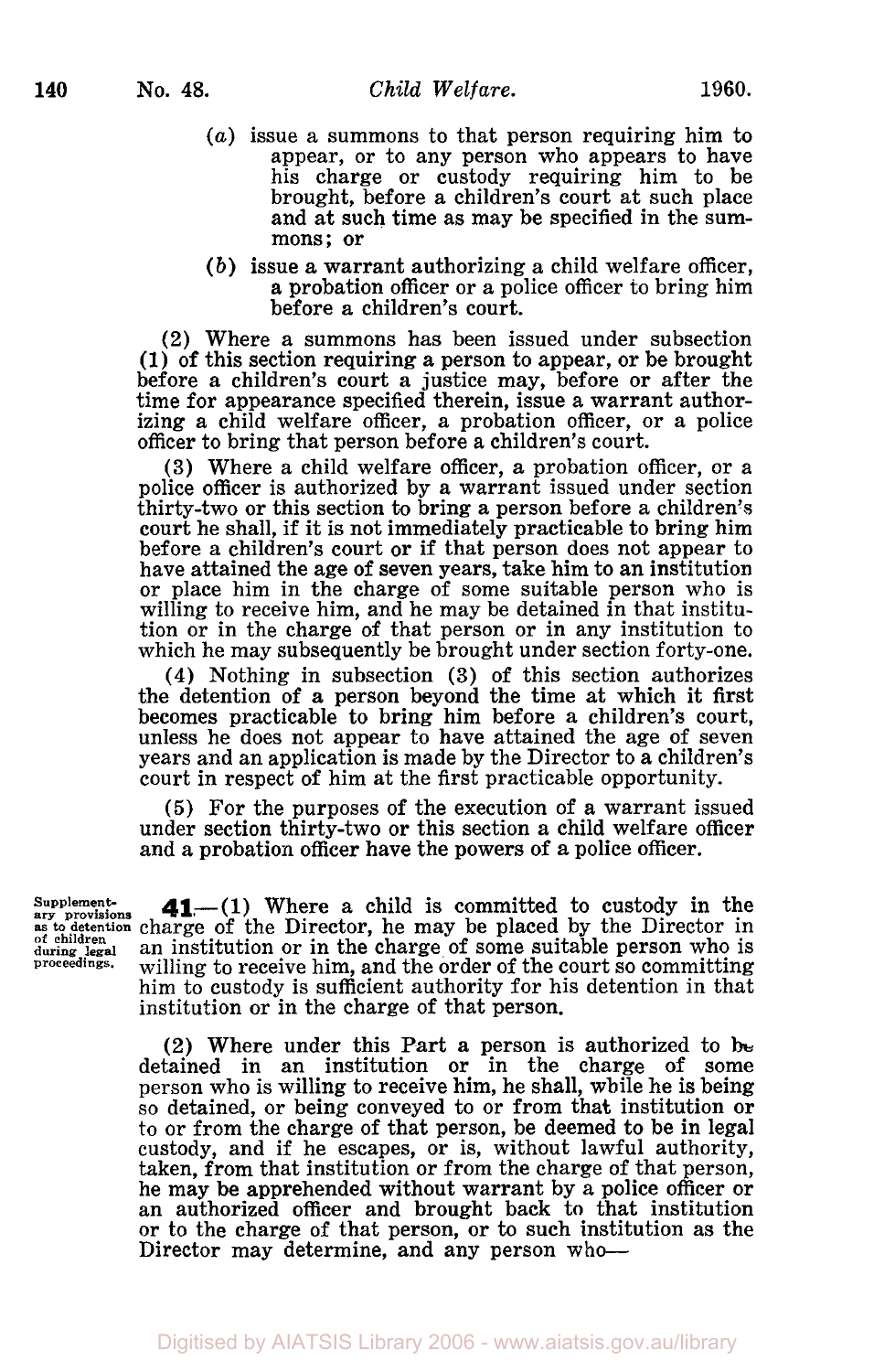(a) issue a summons to that person requiring him to appear, or to any person who appears to have his charge or custody requiring him to be brought, before a children's court at such place and at such time as may be specified in the summons; or

(b) issue a warrant authorizing a child welfare officer, a probation officer or a police officer to bring him before a children's court.

(2) Where a summons has been issued under subsection (1) of this section requiring a person to appear, or be brought before a children's court a justice may, before or after the time for appearance specified therein, issue a warrant authorizing a child welfare officer, a probation officer, or a police officer to bring that person before a children's court.

(3) Where a child welfare officer, a probation officer, or a police officer is authorized by a warrant issued under section thirty-two or this section to bring a person before a children's court he shall, if it is not immediately practicable to bring him before a children's court or if that person does not appear to have attained the age of seven years, take him to an institution or place him in the charge of some suitable person who is willing to receive him, and he may be detained in that institution or in the charge of that person or in any institution to which he may subsequently be brought under section forty-one.

(4) Nothing in subsection (3) of this section authorizes the detention of a person beyond the time at which it first becomes practicable to bring him before a children's court, unless he does not appear to have attained the age of seven years and an application is made by the Director to a children's court in respect of him at the first practicable opportunity.

(5) For the purposes of the execution of a warrant issued under section thirty-two or this section a child welfare officer and a probation officer have the powers of a police officer.

Supplementary provisions as to detention of children during legal proceedings.

**41.**—(1) Where a child is committed to custody in the charge of the Director, he may be placed by the Director in an institution or in the charge of some suitable person who is willing to receive him, and the order of the court so committing him to custody is sufficient authority for his detention in that institution or in the charge of that person.

(2) Where under this Part a person is authorized to be detained in an institution or in the charge of some person who is willing to receive him, he shall, while he is being so detained, or being conveyed to or from that institution or to or from the charge of that person, be deemed to be in legal custody, and if he escapes, or is, without lawful authority, taken, from that institution or from the charge of that person, he may be apprehended without warrant by a police officer or an authorized officer and brought back to that institution or to the charge of that person, or to such institution as the Director may determine, and any person who—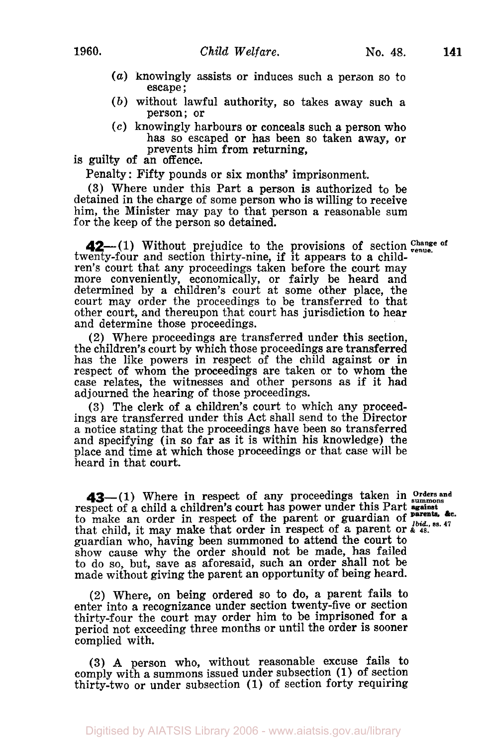(*a*) knowingly assists or induces such a person so to escape;

(*b*) without lawful authority, so takes away such a person; or

(*c*) knowingly harbours or conceals such a person who has so escaped or has been so taken away, or prevents him from returning,

is guilty of an offence.

Penalty: Fifty pounds or six months' imprisonment.

(3) Where under this Part a person is authorized to be detained in the charge of some person who is willing to receive him, the Minister may pay to that person a reasonable sum for the keep of the person so detained.

**42**—(1) Without prejudice to the provisions of section twenty-four and section thirty-nine, if it appears to a children's court that any proceedings taken before the court may more conveniently, economically, or fairly be heard and determined by a children's court at some other place, the court may order the proceedings to be transferred to that other court, and thereupon that court has jurisdiction to hear and determine those proceedings.

Change of venue.

(2) Where proceedings are transferred under this section, the children's court by which those proceedings are transferred has the like powers in respect of the child against or in respect of whom the proceedings are taken or to whom the case relates, the witnesses and other persons as if it had adjourned the hearing of those proceedings.

(3) The clerk of a children's court to which any proceedings are transferred under this Act shall send to the Director a notice stating that the proceedings have been so transferred and specifying (in so far as it is within his knowledge) the place and time at which those proceedings or that case will be heard in that court.

**43**—(1) Where in respect of any proceedings taken in respect of a child a children's court has power under this Part to make an order in respect of the parent or guardian of that child, it may make that order in respect of a parent or guardian who, having been summoned to attend the court to show cause why the order should not be made, has failed to do so, but, save as aforesaid, such an order shall not be made without giving the parent an opportunity of being heard.

Orders and summons against parents, &c. *Ibid.*, ss. 47 & 48.

(2) Where, on being ordered so to do, a parent fails to enter into a recognizance under section twenty-five or section thirty-four the court may order him to be imprisoned for a period not exceeding three months or until the order is sooner complied with.

(3) A person who, without reasonable excuse fails to comply with a summons issued under subsection (1) of section thirty-two or under subsection (1) of section forty requiring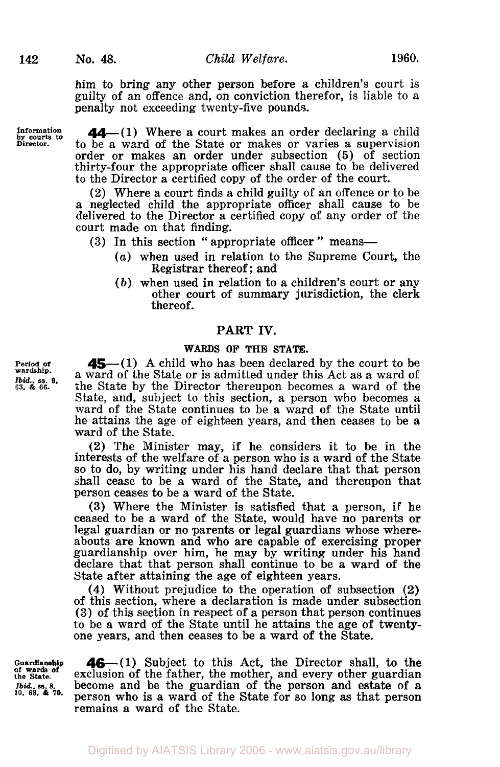him to bring any other person before a children's court is guilty of an offence and, on conviction therefor, is liable to a penalty not exceeding twenty-five pounds.

Information by courts to Director.

**44**—(1) Where a court makes an order declaring a child to be a ward of the State or makes or varies a supervision order or makes an order under subsection (5) of section thirty-four the appropriate officer shall cause to be delivered to the Director a certified copy of the order of the court.

(2) Where a court finds a child guilty of an offence or to be a neglected child the appropriate officer shall cause to be delivered to the Director a certified copy of any order of the court made on that finding.

(3) In this section "appropriate officer" means—

(*a*) when used in relation to the Supreme Court, the Registrar thereof; and

(*b*) when used in relation to a children's court or any other court of summary jurisdiction, the clerk thereof.

## PART IV.

### WARDS OF THE STATE.

Period of wardship. *Ibid.*, ss. 9, 63, & 66.

**45**—(1) A child who has been declared by the court to be a ward of the State or is admitted under this Act as a ward of the State by the Director thereupon becomes a ward of the State, and, subject to this section, a person who becomes a ward of the State continues to be a ward of the State until he attains the age of eighteen years, and then ceases to be a ward of the State.

(2) The Minister may, if he considers it to be in the interests of the welfare of a person who is a ward of the State so to do, by writing under his hand declare that that person shall cease to be a ward of the State, and thereupon that person ceases to be a ward of the State.

(3) Where the Minister is satisfied that a person, if he ceased to be a ward of the State, would have no parents or legal guardian or no parents or legal guardians whose whereabouts are known and who are capable of exercising proper guardianship over him, he may by writing under his hand declare that that person shall continue to be a ward of the State after attaining the age of eighteen years.

(4) Without prejudice to the operation of subsection (2) of this section, where a declaration is made under subsection (3) of this section in respect of a person that person continues to be a ward of the State until he attains the age of twenty-one years, and then ceases to be a ward of the State.

Guardianship of wards of the State. *Ibid.*, ss. 8, 10, 68, & 70.

**46**—(1) Subject to this Act, the Director shall, to the exclusion of the father, the mother, and every other guardian become and be the guardian of the person and estate of a person who is a ward of the State for so long as that person remains a ward of the State.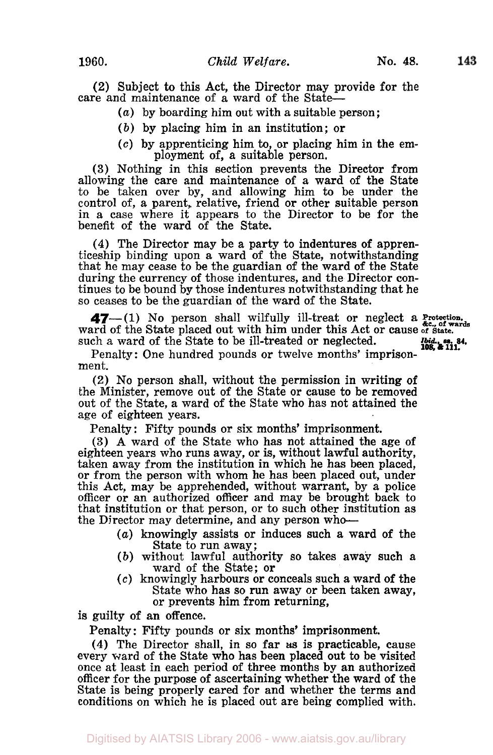(2) Subject to this Act, the Director may provide for the care and maintenance of a ward of the State—

(*a*) by boarding him out with a suitable person;

(*b*) by placing him in an institution; or

(*c*) by apprenticing him to, or placing him in the employment of, a suitable person.

(3) Nothing in this section prevents the Director from allowing the care and maintenance of a ward of the State to be taken over by, and allowing him to be under the control of, a parent, relative, friend or other suitable person in a case where it appears to the Director to be for the benefit of the ward of the State.

(4) The Director may be a party to indentures of apprenticeship binding upon a ward of the State, notwithstanding that he may cease to be the guardian of the ward of the State during the currency of those indentures, and the Director continues to be bound by those indentures notwithstanding that he so ceases to be the guardian of the ward of the State.

Protection, &c., of wards of State.
*Ibid.*, ss. 84, 108, & 111.

**47**—(1) No person shall wilfully ill-treat or neglect a ward of the State placed out with him under this Act or cause such a ward of the State to be ill-treated or neglected.

Penalty: One hundred pounds or twelve months' imprisonment.

(2) No person shall, without the permission in writing of the Minister, remove out of the State or cause to be removed out of the State, a ward of the State who has not attained the age of eighteen years.

Penalty: Fifty pounds or six months' imprisonment.

(3) A ward of the State who has not attained the age of eighteen years who runs away, or is, without lawful authority, taken away from the institution in which he has been placed, or from the person with whom he has been placed out, under this Act, may be apprehended, without warrant, by a police officer or an authorized officer and may be brought back to that institution or that person, or to such other institution as the Director may determine, and any person who—

(*a*) knowingly assists or induces such a ward of the State to run away;

(*b*) without lawful authority so takes away such a ward of the State; or

(*c*) knowingly harbours or conceals such a ward of the State who has so run away or been taken away, or prevents him from returning,

is guilty of an offence.

Penalty: Fifty pounds or six months' imprisonment.

(4) The Director shall, in so far as is practicable, cause every ward of the State who has been placed out to be visited once at least in each period of three months by an authorized officer for the purpose of ascertaining whether the ward of the State is being properly cared for and whether the terms and conditions on which he is placed out are being complied with.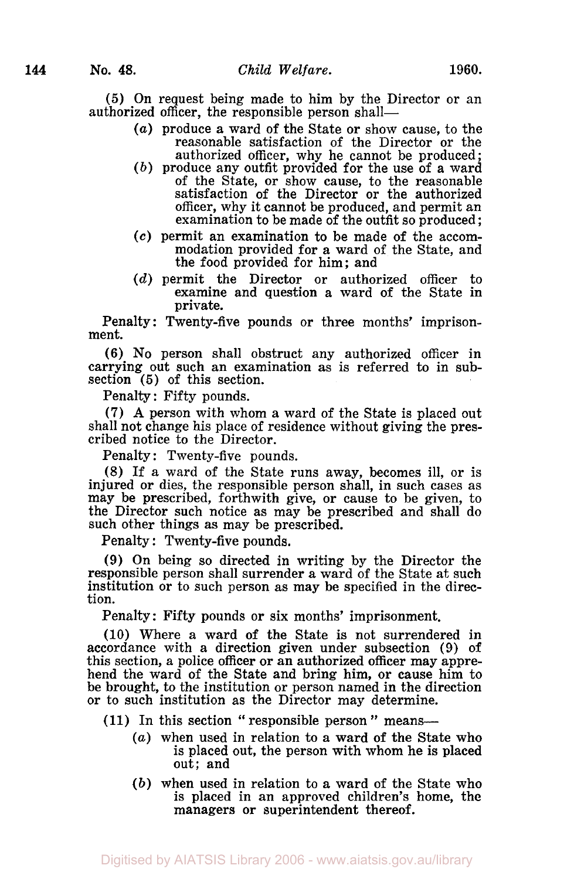(5) On request being made to him by the Director or an authorized officer, the responsible person shall—

- (*a*) produce a ward of the State or show cause, to the reasonable satisfaction of the Director or the authorized officer, why he cannot be produced;
- (*b*) produce any outfit provided for the use of a ward of the State, or show cause, to the reasonable satisfaction of the Director or the authorized officer, why it cannot be produced, and permit an examination to be made of the outfit so produced;
- (*c*) permit an examination to be made of the accommodation provided for a ward of the State, and the food provided for him; and
- (*d*) permit the Director or authorized officer to examine and question a ward of the State in private.

Penalty: Twenty-five pounds or three months' imprisonment.

(6) No person shall obstruct any authorized officer in carrying out such an examination as is referred to in subsection (5) of this section.

Penalty: Fifty pounds.

(7) A person with whom a ward of the State is placed out shall not change his place of residence without giving the prescribed notice to the Director.

Penalty: Twenty-five pounds.

(8) If a ward of the State runs away, becomes ill, or is injured or dies, the responsible person shall, in such cases as may be prescribed, forthwith give, or cause to be given, to the Director such notice as may be prescribed and shall do such other things as may be prescribed.

Penalty: Twenty-five pounds.

(9) On being so directed in writing by the Director the responsible person shall surrender a ward of the State at such institution or to such person as may be specified in the direction.

Penalty: Fifty pounds or six months' imprisonment.

(10) Where a ward of the State is not surrendered in accordance with a direction given under subsection (9) of this section, a police officer or an authorized officer may apprehend the ward of the State and bring him, or cause him to be brought, to the institution or person named in the direction or to such institution as the Director may determine.

(11) In this section "responsible person" means—

- (*a*) when used in relation to a ward of the State who is placed out, the person with whom he is placed out; and
- (*b*) when used in relation to a ward of the State who is placed in an approved children's home, the managers or superintendent thereof.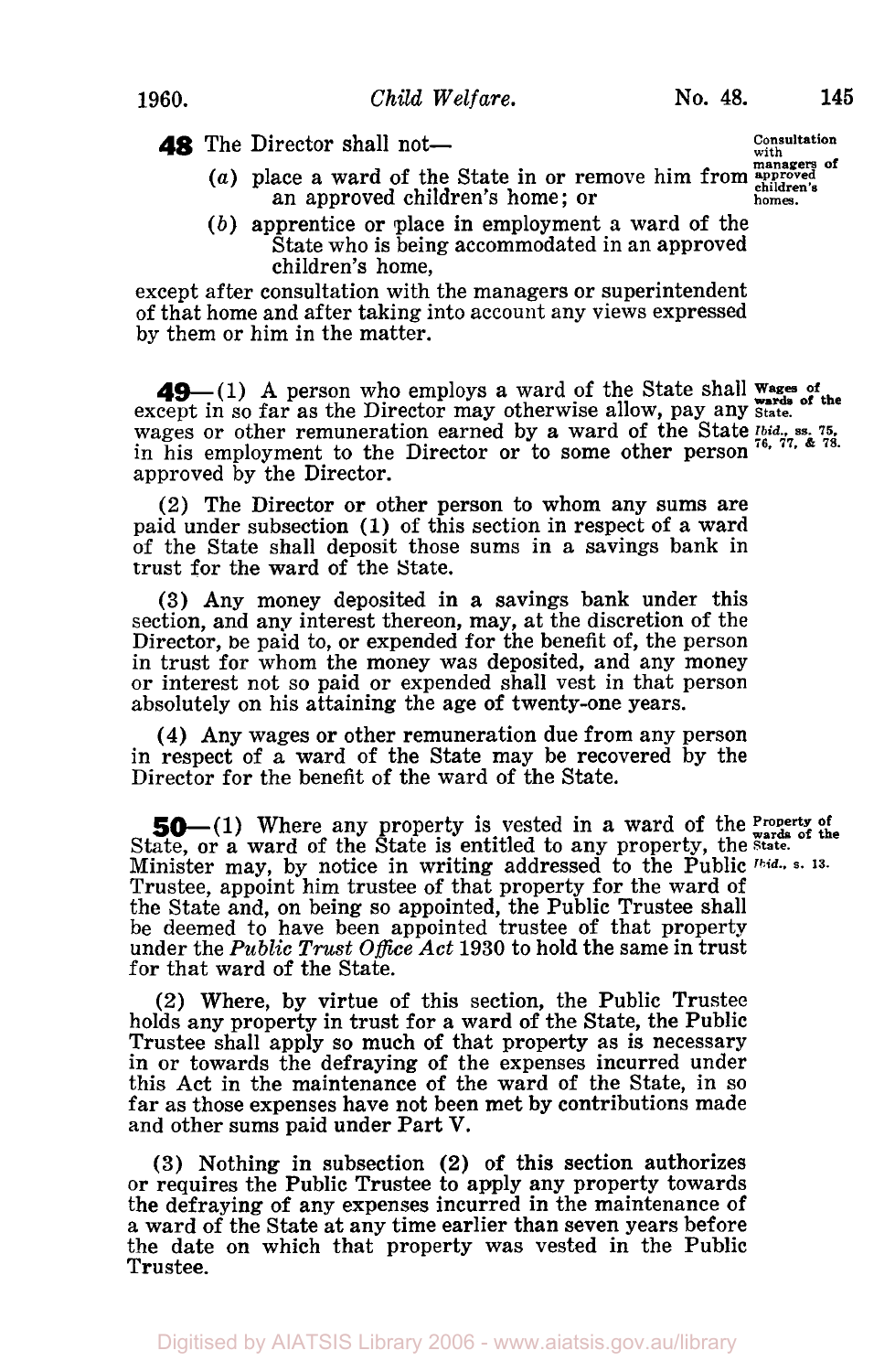**48** The Director shall not—

*Consultation with managers of approved children's homes.*

(*a*) place a ward of the State in or remove him from an approved children's home; or

(*b*) apprentice or place in employment a ward of the State who is being accommodated in an approved children's home,

except after consultation with the managers or superintendent of that home and after taking into account any views expressed by them or him in the matter.

**49**—(1) A person who employs a ward of the State shall except in so far as the Director may otherwise allow, pay any wages or other remuneration earned by a ward of the State in his employment to the Director or to some other person approved by the Director.

*Wages of wards of the State.*
*Ibid., ss. 75, 76, 77, & 78.*

(2) The Director or other person to whom any sums are paid under subsection (1) of this section in respect of a ward of the State shall deposit those sums in a savings bank in trust for the ward of the State.

(3) Any money deposited in a savings bank under this section, and any interest thereon, may, at the discretion of the Director, be paid to, or expended for the benefit of, the person in trust for whom the money was deposited, and any money or interest not so paid or expended shall vest in that person absolutely on his attaining the age of twenty-one years.

(4) Any wages or other remuneration due from any person in respect of a ward of the State may be recovered by the Director for the benefit of the ward of the State.

**50**—(1) Where any property is vested in a ward of the State, or a ward of the State is entitled to any property, the Minister may, by notice in writing addressed to the Public Trustee, appoint him trustee of that property for the ward of the State and, on being so appointed, the Public Trustee shall be deemed to have been appointed trustee of that property under the *Public Trust Office Act* 1930 to hold the same in trust for that ward of the State.

*Property of wards of the State.*
*Ibid., s. 13.*

(2) Where, by virtue of this section, the Public Trustee holds any property in trust for a ward of the State, the Public Trustee shall apply so much of that property as is necessary in or towards the defraying of the expenses incurred under this Act in the maintenance of the ward of the State, in so far as those expenses have not been met by contributions made and other sums paid under Part V.

(3) Nothing in subsection (2) of this section authorizes or requires the Public Trustee to apply any property towards the defraying of any expenses incurred in the maintenance of a ward of the State at any time earlier than seven years before the date on which that property was vested in the Public Trustee.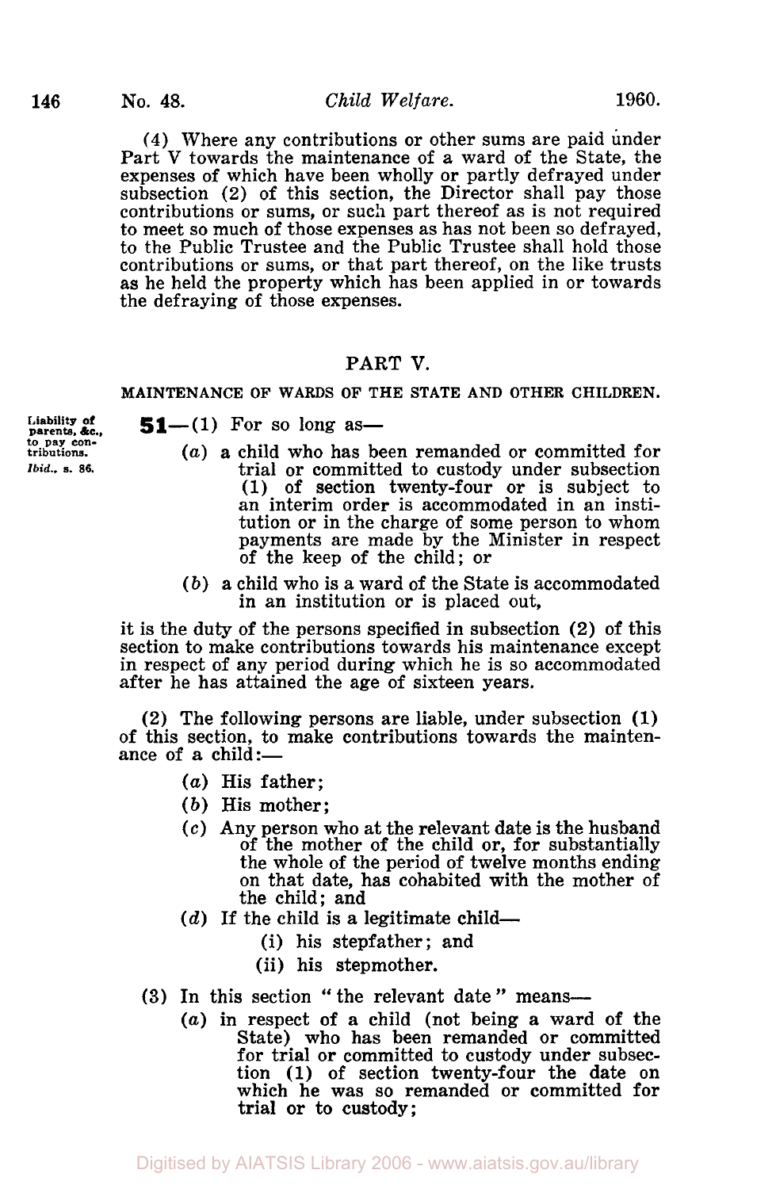(4) Where any contributions or other sums are paid under Part V towards the maintenance of a ward of the State, the expenses of which have been wholly or partly defrayed under subsection (2) of this section, the Director shall pay those contributions or sums, or such part thereof as is not required to meet so much of those expenses as has not been so defrayed, to the Public Trustee and the Public Trustee shall hold those contributions or sums, or that part thereof, on the like trusts as he held the property which has been applied in or towards the defraying of those expenses.

## PART V.

### MAINTENANCE OF WARDS OF THE STATE AND OTHER CHILDREN.

Liability of parents, &c., to pay contributions. *Ibid.*, s. 86.

**51**—(1) For so long as—

(*a*) a child who has been remanded or committed for trial or committed to custody under subsection (1) of section twenty-four or is subject to an interim order is accommodated in an institution or in the charge of some person to whom payments are made by the Minister in respect of the keep of the child; or

(*b*) a child who is a ward of the State is accommodated in an institution or is placed out,

it is the duty of the persons specified in subsection (2) of this section to make contributions towards his maintenance except in respect of any period during which he is so accommodated after he has attained the age of sixteen years.

(2) The following persons are liable, under subsection (1) of this section, to make contributions towards the maintenance of a child:—

(*a*) His father;

(*b*) His mother;

(*c*) Any person who at the relevant date is the husband of the mother of the child or, for substantially the whole of the period of twelve months ending on that date, has cohabited with the mother of the child; and

(*d*) If the child is a legitimate child—

(i) his stepfather; and

(ii) his stepmother.

(3) In this section "the relevant date" means—

(*a*) in respect of a child (not being a ward of the State) who has been remanded or committed for trial or committed to custody under subsection (1) of section twenty-four the date on which he was so remanded or committed for trial or to custody;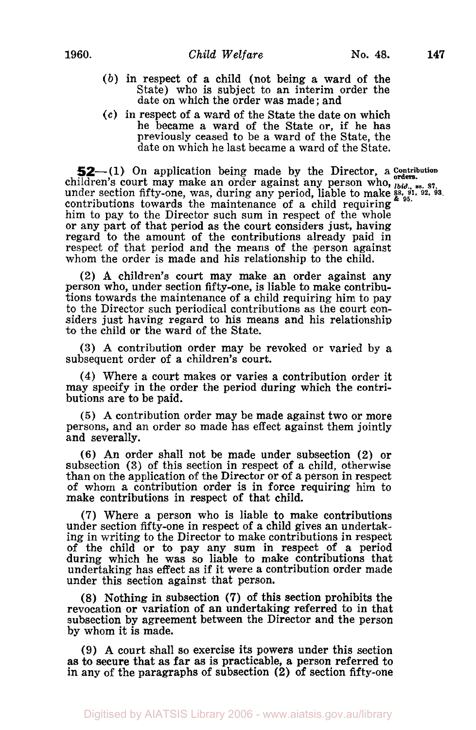(*b*) in respect of a child (not being a ward of the State) who is subject to an interim order the date on which the order was made; and

(*c*) in respect of a ward of the State the date on which he became a ward of the State or, if he has previously ceased to be a ward of the State, the date on which he last became a ward of the State.

**52**—(1) On application being made by the Director, a children's court may make an order against any person who, under section fifty-one, was, during any period, liable to make contributions towards the maintenance of a child requiring him to pay to the Director such sum in respect of the whole or any part of that period as the court considers just, having regard to the amount of the contributions already paid in respect of that period and the means of the person against whom the order is made and his relationship to the child.

Contribution orders. *Ibid.*, ss. 37, 83, 91, 92, 93, & 95.

(2) A children's court may make an order against any person who, under section fifty-one, is liable to make contributions towards the maintenance of a child requiring him to pay to the Director such periodical contributions as the court considers just having regard to his means and his relationship to the child or the ward of the State.

(3) A contribution order may be revoked or varied by a subsequent order of a children's court.

(4) Where a court makes or varies a contribution order it may specify in the order the period during which the contributions are to be paid.

(5) A contribution order may be made against two or more persons, and an order so made has effect against them jointly and severally.

(6) An order shall not be made under subsection (2) or subsection (3) of this section in respect of a child, otherwise than on the application of the Director or of a person in respect of whom a contribution order is in force requiring him to make contributions in respect of that child.

(7) Where a person who is liable to make contributions under section fifty-one in respect of a child gives an undertaking in writing to the Director to make contributions in respect of the child or to pay any sum in respect of a period during which he was so liable to make contributions that undertaking has effect as if it were a contribution order made under this section against that person.

(8) Nothing in subsection (7) of this section prohibits the revocation or variation of an undertaking referred to in that subsection by agreement between the Director and the person by whom it is made.

(9) A court shall so exercise its powers under this section as to secure that as far as is practicable, a person referred to in any of the paragraphs of subsection (2) of section fifty-one